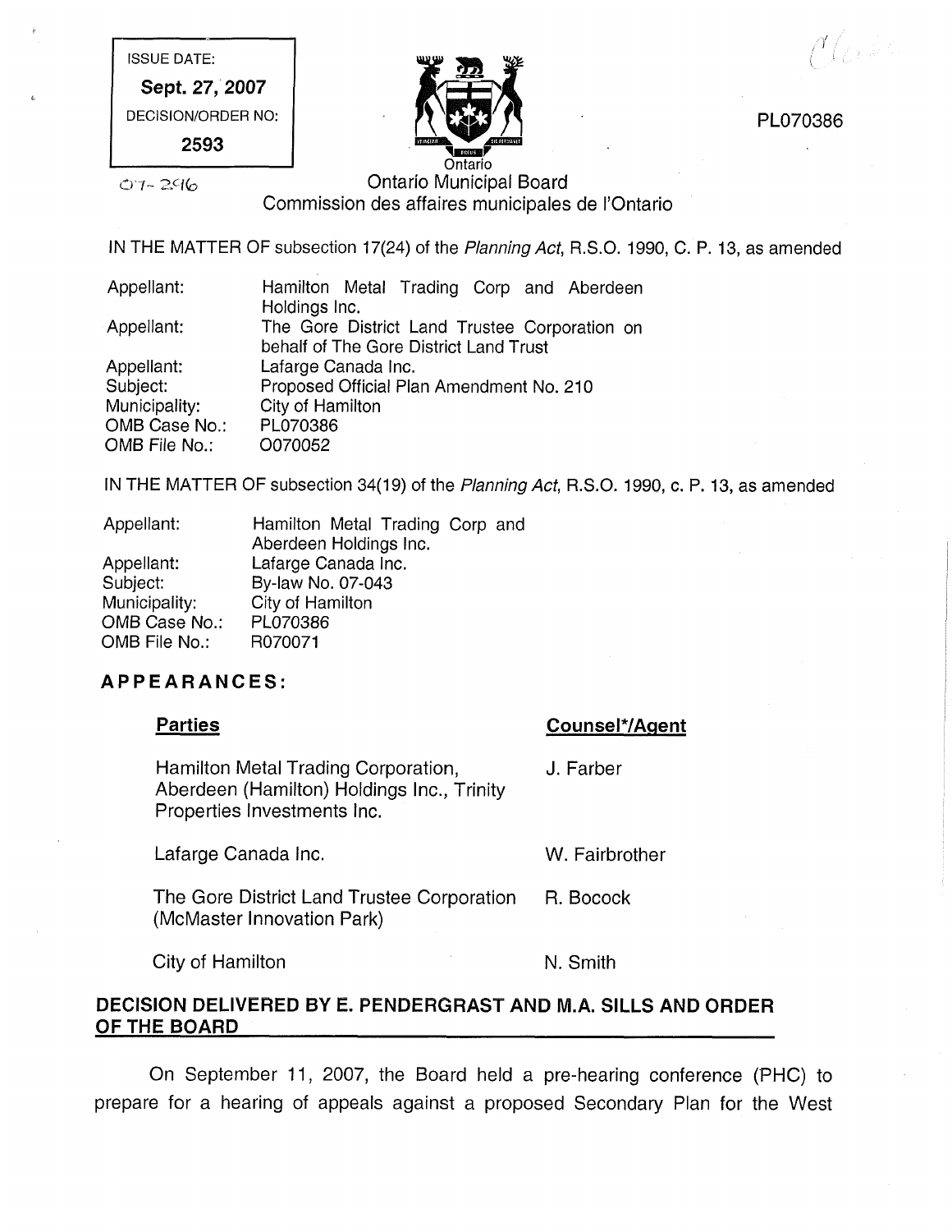ISSUE DATE:

**Sept. 27, 2007**

DECISION/ORDER NO:

**2593**

07-296

PL070386

Ontario Municipal Board
Commission des affaires municipales de l'Ontario

IN THE MATTER OF subsection 17(24) of the *Planning Act*, R.S.O. 1990, C. P. 13, as amended

| | |
|---|---|
| Appellant: | Hamilton Metal Trading Corp and Aberdeen Holdings Inc. |
| Appellant: | The Gore District Land Trustee Corporation on behalf of The Gore District Land Trust |
| Appellant: | Lafarge Canada Inc. |
| Subject: | Proposed Official Plan Amendment No. 210 |
| Municipality: | City of Hamilton |
| OMB Case No.: | PL070386 |
| OMB File No.: | O070052 |

IN THE MATTER OF subsection 34(19) of the *Planning Act*, R.S.O. 1990, c. P. 13, as amended

| | |
|---|---|
| Appellant: | Hamilton Metal Trading Corp and Aberdeen Holdings Inc. |
| Appellant: | Lafarge Canada Inc. |
| Subject: | By-law No. 07-043 |
| Municipality: | City of Hamilton |
| OMB Case No.: | PL070386 |
| OMB File No.: | R070071 |

## APPEARANCES:

| **Parties** | **Counsel*/Agent** |
|---|---|
| Hamilton Metal Trading Corporation, Aberdeen (Hamilton) Holdings Inc., Trinity Properties Investments Inc. | J. Farber |
| Lafarge Canada Inc. | W. Fairbrother |
| The Gore District Land Trustee Corporation (McMaster Innovation Park) | R. Bocock |
| City of Hamilton | N. Smith |

## DECISION DELIVERED BY E. PENDERGRAST AND M.A. SILLS AND ORDER OF THE BOARD

On September 11, 2007, the Board held a pre-hearing conference (PHC) to prepare for a hearing of appeals against a proposed Secondary Plan for the West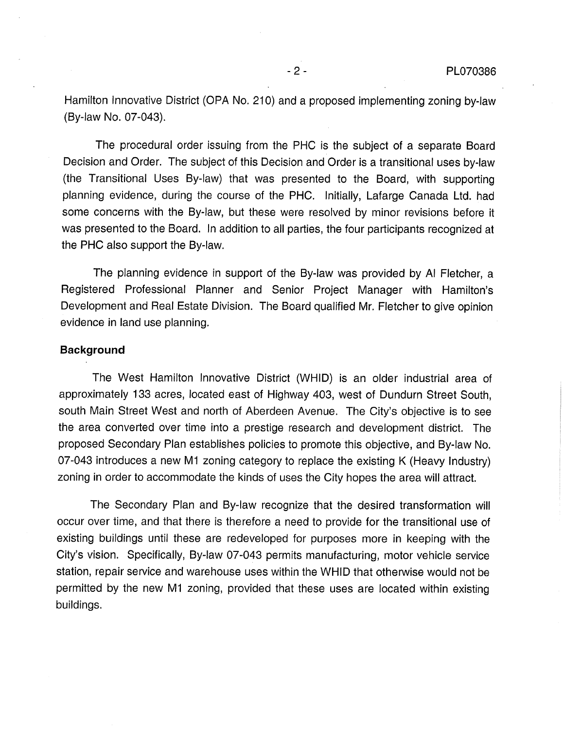Hamilton Innovative District (OPA No. 210) and a proposed implementing zoning by-law (By-law No. 07-043).

The procedural order issuing from the PHC is the subject of a separate Board Decision and Order. The subject of this Decision and Order is a transitional uses by-law (the Transitional Uses By-law) that was presented to the Board, with supporting planning evidence, during the course of the PHC. Initially, Lafarge Canada Ltd. had some concerns with the By-law, but these were resolved by minor revisions before it was presented to the Board. In addition to all parties, the four participants recognized at the PHC also support the By-law.

The planning evidence in support of the By-law was provided by Al Fletcher, a Registered Professional Planner and Senior Project Manager with Hamilton's Development and Real Estate Division. The Board qualified Mr. Fletcher to give opinion evidence in land use planning.

**Background**

The West Hamilton Innovative District (WHID) is an older industrial area of approximately 133 acres, located east of Highway 403, west of Dundurn Street South, south Main Street West and north of Aberdeen Avenue. The City's objective is to see the area converted over time into a prestige research and development district. The proposed Secondary Plan establishes policies to promote this objective, and By-law No. 07-043 introduces a new M1 zoning category to replace the existing K (Heavy Industry) zoning in order to accommodate the kinds of uses the City hopes the area will attract.

The Secondary Plan and By-law recognize that the desired transformation will occur over time, and that there is therefore a need to provide for the transitional use of existing buildings until these are redeveloped for purposes more in keeping with the City's vision. Specifically, By-law 07-043 permits manufacturing, motor vehicle service station, repair service and warehouse uses within the WHID that otherwise would not be permitted by the new M1 zoning, provided that these uses are located within existing buildings.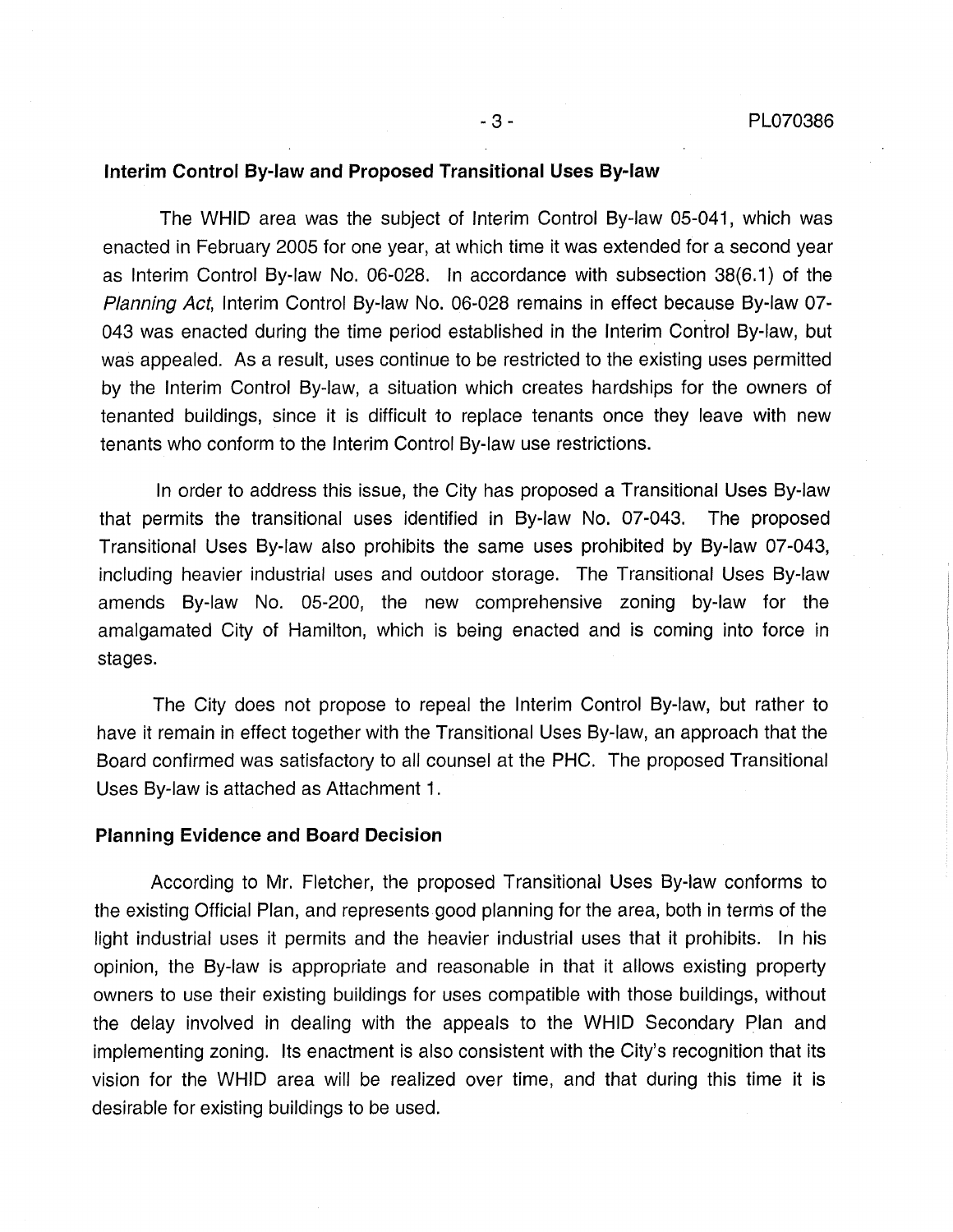**Interim Control By-law and Proposed Transitional Uses By-law**

The WHID area was the subject of Interim Control By-law 05-041, which was enacted in February 2005 for one year, at which time it was extended for a second year as Interim Control By-law No. 06-028. In accordance with subsection 38(6.1) of the *Planning Act*, Interim Control By-law No. 06-028 remains in effect because By-law 07-043 was enacted during the time period established in the Interim Control By-law, but was appealed. As a result, uses continue to be restricted to the existing uses permitted by the Interim Control By-law, a situation which creates hardships for the owners of tenanted buildings, since it is difficult to replace tenants once they leave with new tenants who conform to the Interim Control By-law use restrictions.

In order to address this issue, the City has proposed a Transitional Uses By-law that permits the transitional uses identified in By-law No. 07-043. The proposed Transitional Uses By-law also prohibits the same uses prohibited by By-law 07-043, including heavier industrial uses and outdoor storage. The Transitional Uses By-law amends By-law No. 05-200, the new comprehensive zoning by-law for the amalgamated City of Hamilton, which is being enacted and is coming into force in stages.

The City does not propose to repeal the Interim Control By-law, but rather to have it remain in effect together with the Transitional Uses By-law, an approach that the Board confirmed was satisfactory to all counsel at the PHC. The proposed Transitional Uses By-law is attached as Attachment 1.

**Planning Evidence and Board Decision**

According to Mr. Fletcher, the proposed Transitional Uses By-law conforms to the existing Official Plan, and represents good planning for the area, both in terms of the light industrial uses it permits and the heavier industrial uses that it prohibits. In his opinion, the By-law is appropriate and reasonable in that it allows existing property owners to use their existing buildings for uses compatible with those buildings, without the delay involved in dealing with the appeals to the WHID Secondary Plan and implementing zoning. Its enactment is also consistent with the City's recognition that its vision for the WHID area will be realized over time, and that during this time it is desirable for existing buildings to be used.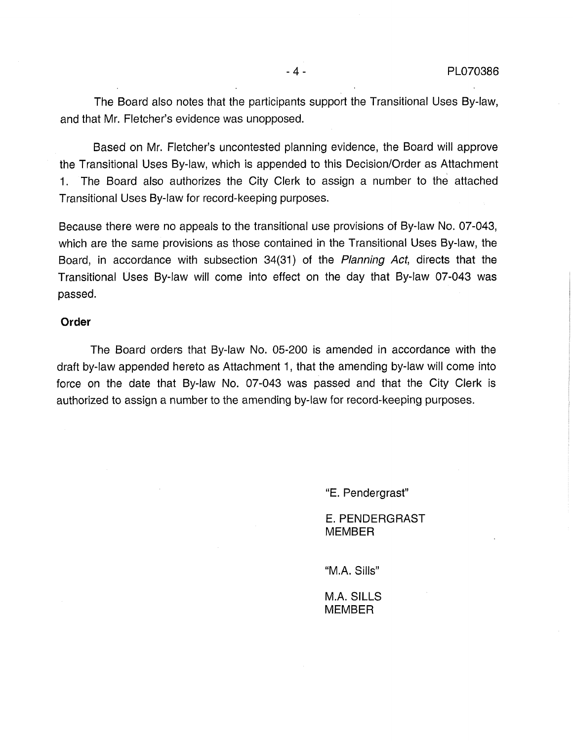The Board also notes that the participants support the Transitional Uses By-law, and that Mr. Fletcher's evidence was unopposed.

Based on Mr. Fletcher's uncontested planning evidence, the Board will approve the Transitional Uses By-law, which is appended to this Decision/Order as Attachment 1. The Board also authorizes the City Clerk to assign a number to the attached Transitional Uses By-law for record-keeping purposes.

Because there were no appeals to the transitional use provisions of By-law No. 07-043, which are the same provisions as those contained in the Transitional Uses By-law, the Board, in accordance with subsection 34(31) of the *Planning Act*, directs that the Transitional Uses By-law will come into effect on the day that By-law 07-043 was passed.

**Order**

The Board orders that By-law No. 05-200 is amended in accordance with the draft by-law appended hereto as Attachment 1, that the amending by-law will come into force on the date that By-law No. 07-043 was passed and that the City Clerk is authorized to assign a number to the amending by-law for record-keeping purposes.

"E. Pendergrast"

E. PENDERGRAST
MEMBER

"M.A. Sills"

M.A. SILLS
MEMBER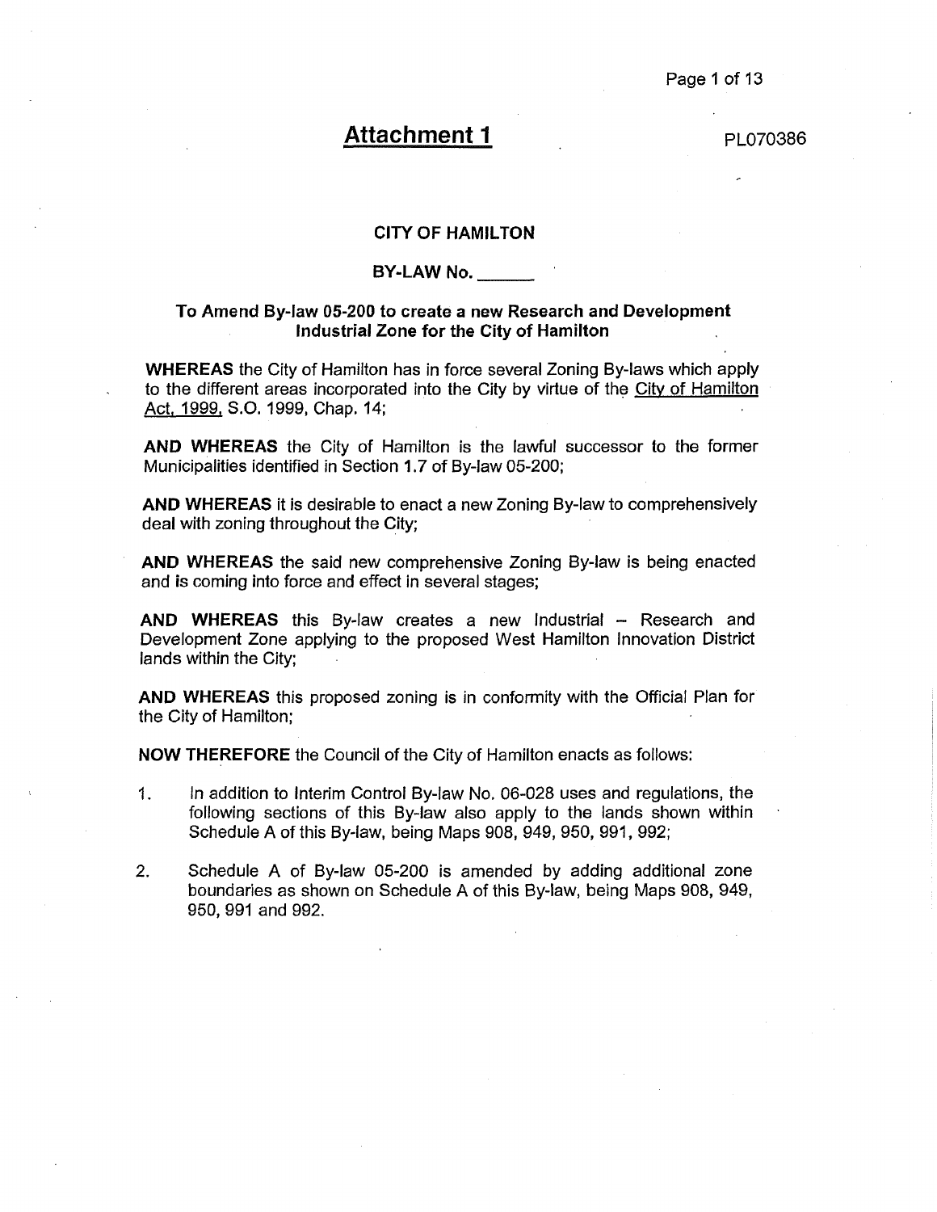# Attachment 1

PL070386

## CITY OF HAMILTON

## BY-LAW No. ______

### To Amend By-law 05-200 to create a new Research and Development Industrial Zone for the City of Hamilton

**WHEREAS** the City of Hamilton has in force several Zoning By-laws which apply to the different areas incorporated into the City by virtue of the City of Hamilton Act, 1999, S.O. 1999, Chap. 14;

**AND WHEREAS** the City of Hamilton is the lawful successor to the former Municipalities identified in Section 1.7 of By-law 05-200;

**AND WHEREAS** it is desirable to enact a new Zoning By-law to comprehensively deal with zoning throughout the City;

**AND WHEREAS** the said new comprehensive Zoning By-law is being enacted and is coming into force and effect in several stages;

**AND WHEREAS** this By-law creates a new Industrial – Research and Development Zone applying to the proposed West Hamilton Innovation District lands within the City;

**AND WHEREAS** this proposed zoning is in conformity with the Official Plan for the City of Hamilton;

**NOW THEREFORE** the Council of the City of Hamilton enacts as follows:

1. In addition to Interim Control By-law No. 06-028 uses and regulations, the following sections of this By-law also apply to the lands shown within Schedule A of this By-law, being Maps 908, 949, 950, 991, 992;

2. Schedule A of By-law 05-200 is amended by adding additional zone boundaries as shown on Schedule A of this By-law, being Maps 908, 949, 950, 991 and 992.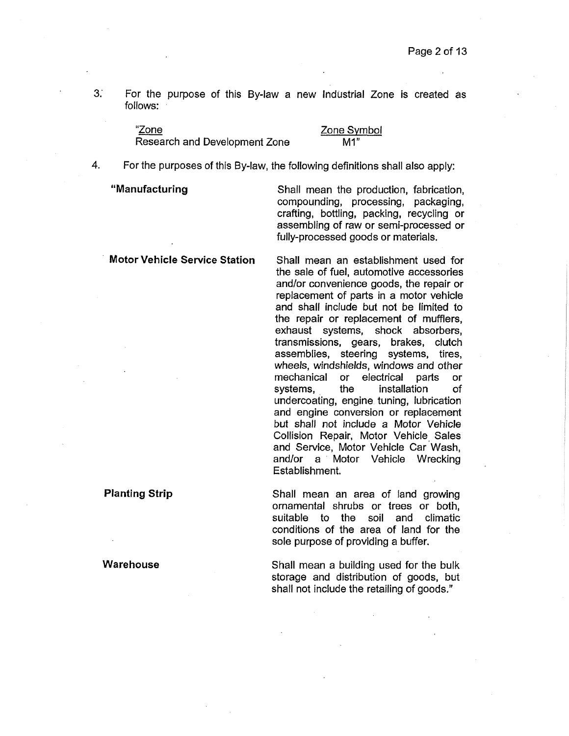3. For the purpose of this By-law a new Industrial Zone is created as follows:

| "Zone | Zone Symbol |
|---|---|
| Research and Development Zone | M1" |

4. For the purposes of this By-law, the following definitions shall also apply:

**"Manufacturing** — Shall mean the production, fabrication, compounding, processing, packaging, crafting, bottling, packing, recycling or assembling of raw or semi-processed or fully-processed goods or materials.

**Motor Vehicle Service Station** — Shall mean an establishment used for the sale of fuel, automotive accessories and/or convenience goods, the repair or replacement of parts in a motor vehicle and shall include but not be limited to the repair or replacement of mufflers, exhaust systems, shock absorbers, transmissions, gears, brakes, clutch assemblies, steering systems, tires, wheels, windshields, windows and other mechanical or electrical parts or systems, the installation of undercoating, engine tuning, lubrication and engine conversion or replacement but shall not include a Motor Vehicle Collision Repair, Motor Vehicle Sales and Service, Motor Vehicle Car Wash, and/or a Motor Vehicle Wrecking Establishment.

**Planting Strip** — Shall mean an area of land growing ornamental shrubs or trees or both, suitable to the soil and climatic conditions of the area of land for the sole purpose of providing a buffer.

**Warehouse** — Shall mean a building used for the bulk storage and distribution of goods, but shall not include the retailing of goods."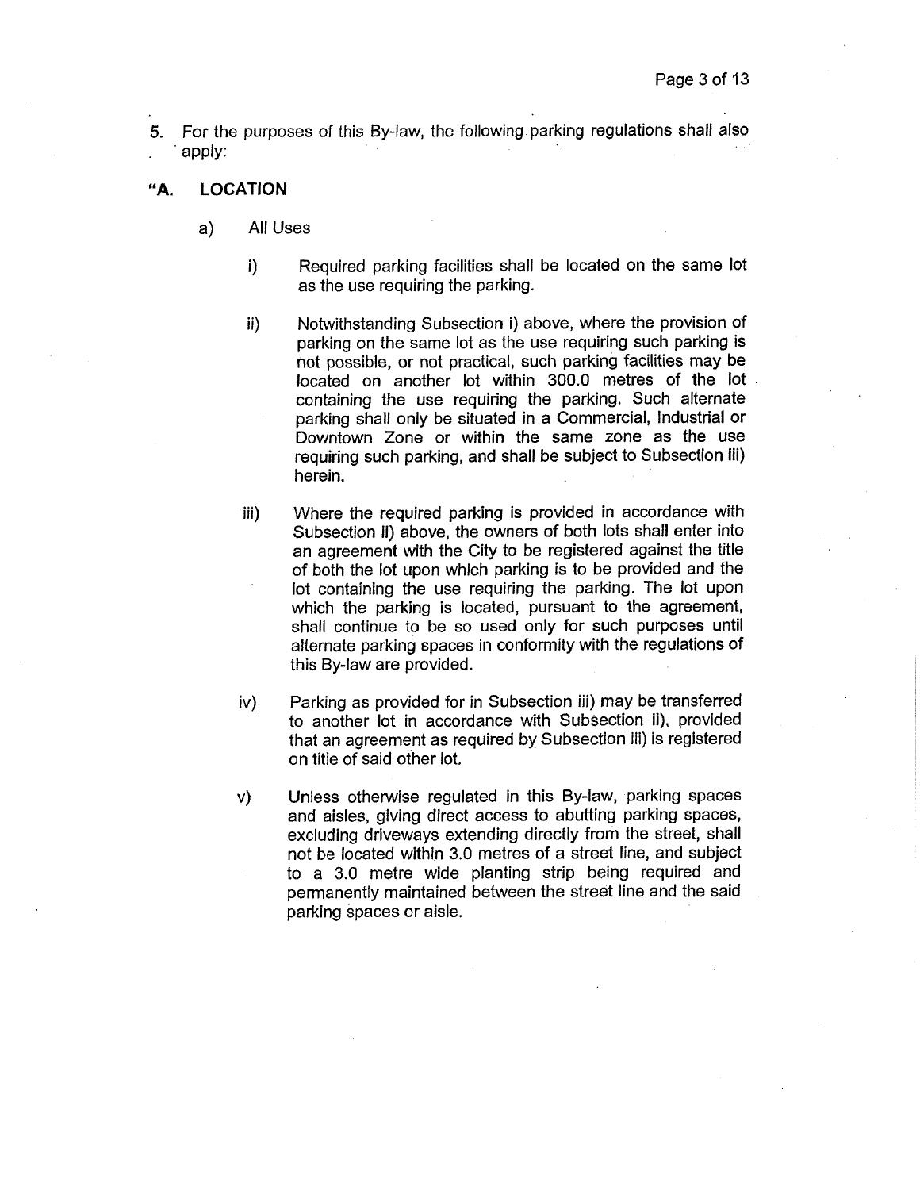5. For the purposes of this By-law, the following parking regulations shall also apply:

**"A. LOCATION**

a) All Uses

i) Required parking facilities shall be located on the same lot as the use requiring the parking.

ii) Notwithstanding Subsection i) above, where the provision of parking on the same lot as the use requiring such parking is not possible, or not practical, such parking facilities may be located on another lot within 300.0 metres of the lot containing the use requiring the parking. Such alternate parking shall only be situated in a Commercial, Industrial or Downtown Zone or within the same zone as the use requiring such parking, and shall be subject to Subsection iii) herein.

iii) Where the required parking is provided in accordance with Subsection ii) above, the owners of both lots shall enter into an agreement with the City to be registered against the title of both the lot upon which parking is to be provided and the lot containing the use requiring the parking. The lot upon which the parking is located, pursuant to the agreement, shall continue to be so used only for such purposes until alternate parking spaces in conformity with the regulations of this By-law are provided.

iv) Parking as provided for in Subsection iii) may be transferred to another lot in accordance with Subsection ii), provided that an agreement as required by Subsection iii) is registered on title of said other lot.

v) Unless otherwise regulated in this By-law, parking spaces and aisles, giving direct access to abutting parking spaces, excluding driveways extending directly from the street, shall not be located within 3.0 metres of a street line, and subject to a 3.0 metre wide planting strip being required and permanently maintained between the street line and the said parking spaces or aisle.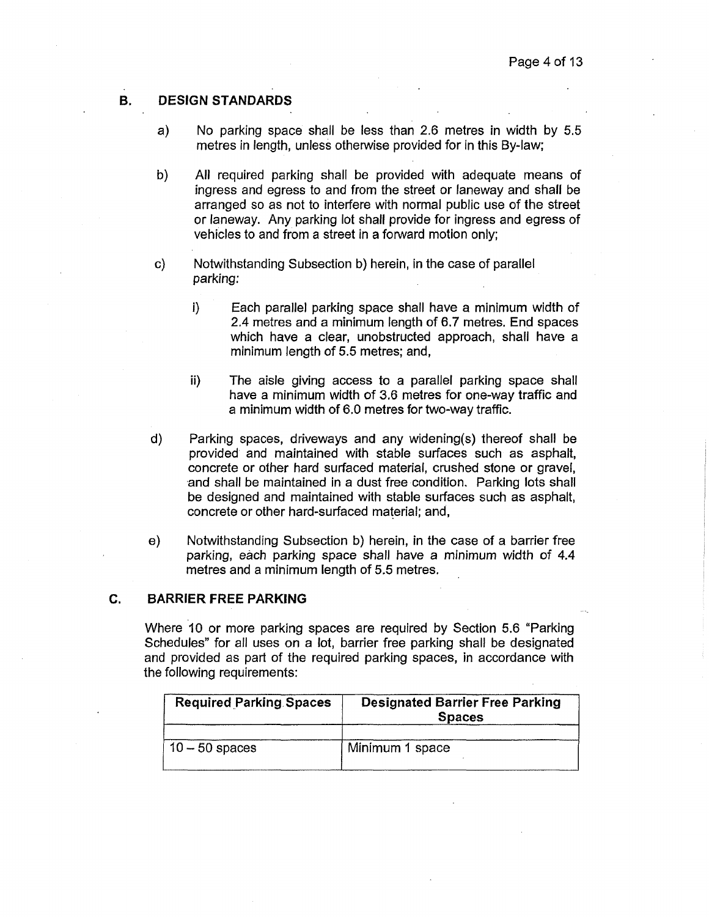## B. DESIGN STANDARDS

a) No parking space shall be less than 2.6 metres in width by 5.5 metres in length, unless otherwise provided for in this By-law;

b) All required parking shall be provided with adequate means of ingress and egress to and from the street or laneway and shall be arranged so as not to interfere with normal public use of the street or laneway. Any parking lot shall provide for ingress and egress of vehicles to and from a street in a forward motion only;

c) Notwithstanding Subsection b) herein, in the case of parallel parking:

   i) Each parallel parking space shall have a minimum width of 2.4 metres and a minimum length of 6.7 metres. End spaces which have a clear, unobstructed approach, shall have a minimum length of 5.5 metres; and,

   ii) The aisle giving access to a parallel parking space shall have a minimum width of 3.6 metres for one-way traffic and a minimum width of 6.0 metres for two-way traffic.

d) Parking spaces, driveways and any widening(s) thereof shall be provided and maintained with stable surfaces such as asphalt, concrete or other hard surfaced material, crushed stone or gravel, and shall be maintained in a dust free condition. Parking lots shall be designed and maintained with stable surfaces such as asphalt, concrete or other hard-surfaced material; and,

e) Notwithstanding Subsection b) herein, in the case of a barrier free parking, each parking space shall have a minimum width of 4.4 metres and a minimum length of 5.5 metres.

## C. BARRIER FREE PARKING

Where 10 or more parking spaces are required by Section 5.6 "Parking Schedules" for all uses on a lot, barrier free parking shall be designated and provided as part of the required parking spaces, in accordance with the following requirements:

| Required Parking Spaces | Designated Barrier Free Parking Spaces |
|---|---|
| | |
| 10 – 50 spaces | Minimum 1 space |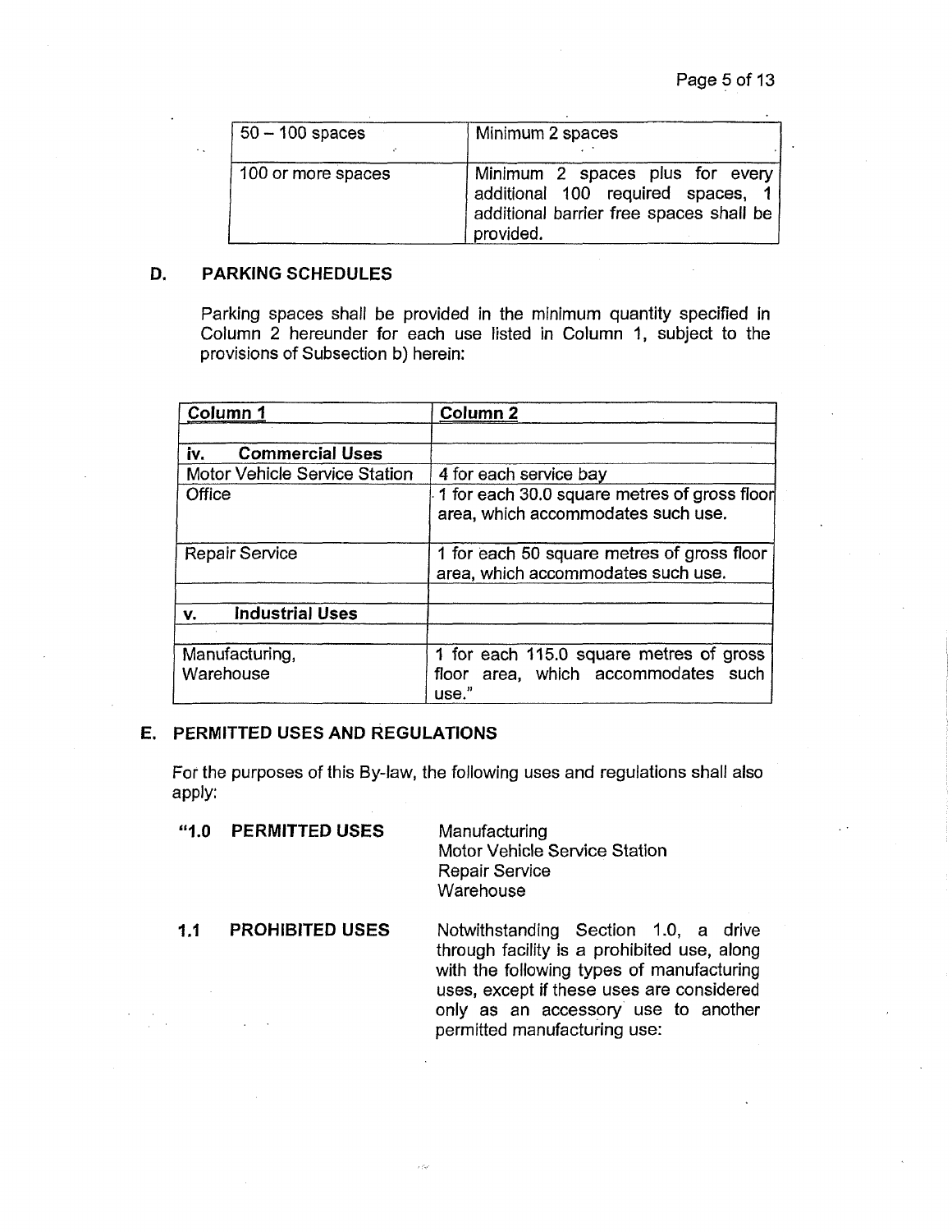| 50 – 100 spaces | Minimum 2 spaces |
|---|---|
| 100 or more spaces | Minimum 2 spaces plus for every additional 100 required spaces, 1 additional barrier free spaces shall be provided. |

## D. PARKING SCHEDULES

Parking spaces shall be provided in the minimum quantity specified in Column 2 hereunder for each use listed in Column 1, subject to the provisions of Subsection b) herein:

| Column 1 | Column 2 |
|---|---|
| | |
| **iv. Commercial Uses** | |
| Motor Vehicle Service Station | 4 for each service bay |
| Office | 1 for each 30.0 square metres of gross floor area, which accommodates such use. |
| Repair Service | 1 for each 50 square metres of gross floor area, which accommodates such use. |
| | |
| **v. Industrial Uses** | |
| | |
| Manufacturing, Warehouse | 1 for each 115.0 square metres of gross floor area, which accommodates such use." |

## E. PERMITTED USES AND REGULATIONS

For the purposes of this By-law, the following uses and regulations shall also apply:

**"1.0 PERMITTED USES**

Manufacturing
Motor Vehicle Service Station
Repair Service
Warehouse

**1.1 PROHIBITED USES**

Notwithstanding Section 1.0, a drive through facility is a prohibited use, along with the following types of manufacturing uses, except if these uses are considered only as an accessory use to another permitted manufacturing use: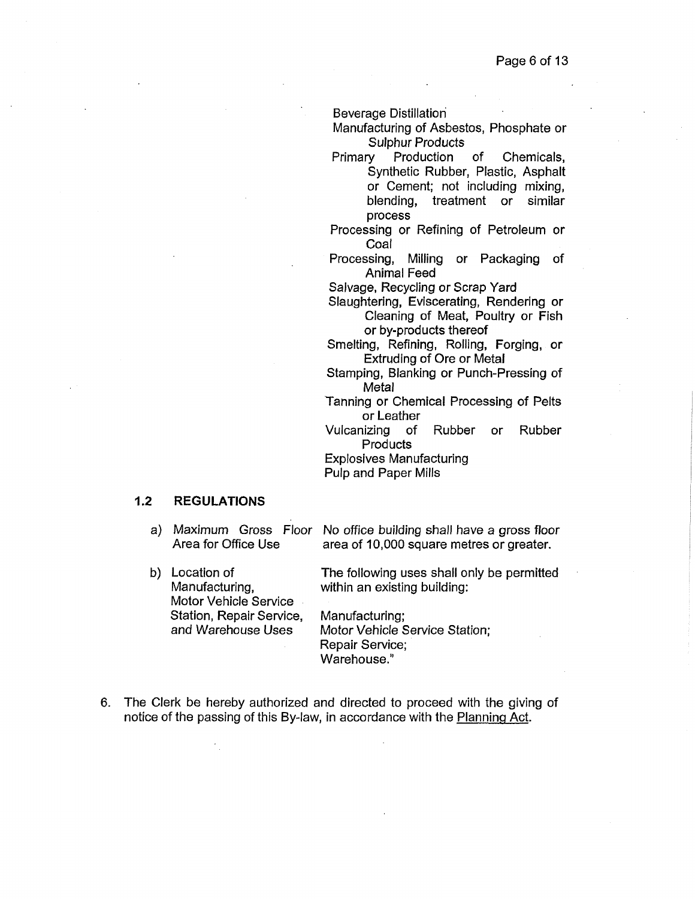Beverage Distillation
Manufacturing of Asbestos, Phosphate or Sulphur Products
Primary Production of Chemicals, Synthetic Rubber, Plastic, Asphalt or Cement; not including mixing, blending, treatment or similar process
Processing or Refining of Petroleum or Coal
Processing, Milling or Packaging of Animal Feed
Salvage, Recycling or Scrap Yard
Slaughtering, Eviscerating, Rendering or Cleaning of Meat, Poultry or Fish or by-products thereof
Smelting, Refining, Rolling, Forging, or Extruding of Ore or Metal
Stamping, Blanking or Punch-Pressing of Metal
Tanning or Chemical Processing of Pelts or Leather
Vulcanizing of Rubber or Rubber Products
Explosives Manufacturing
Pulp and Paper Mills

**1.2 REGULATIONS**

a) Maximum Gross Floor Area for Office Use — *No office building shall have a gross floor area of 10,000 square metres or greater.*

b) Location of Manufacturing, Motor Vehicle Service Station, Repair Service, and Warehouse Uses — The following uses shall only be permitted within an existing building:

Manufacturing;
Motor Vehicle Service Station;
Repair Service;
Warehouse."

6. The Clerk be hereby authorized and directed to proceed with the giving of notice of the passing of this By-law, in accordance with the Planning Act.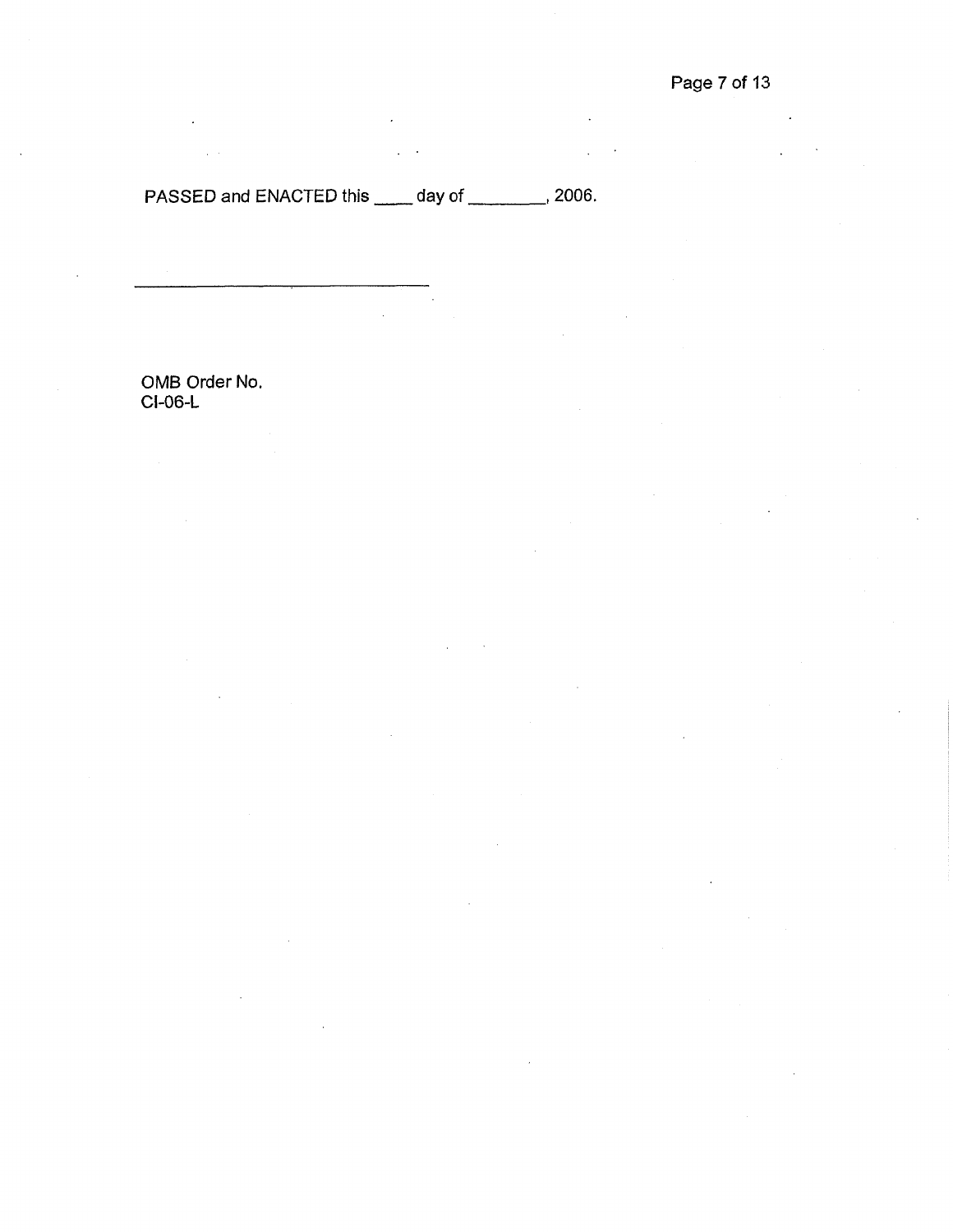PASSED and ENACTED this ____ day of ________, 2006.

___________________________________

OMB Order No.
CI-06-L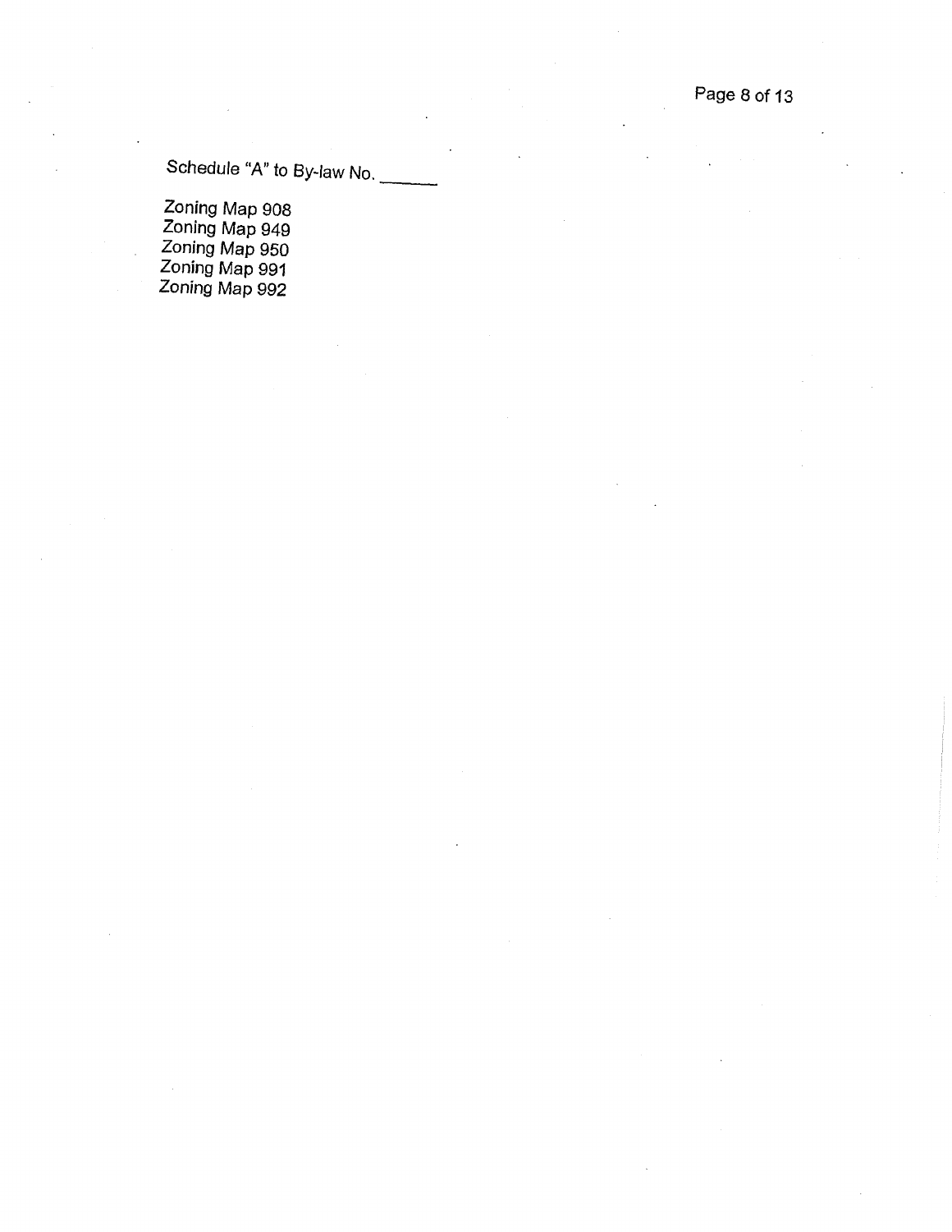Schedule "A" to By-law No. ______

Zoning Map 908
Zoning Map 949
Zoning Map 950
Zoning Map 991
Zoning Map 992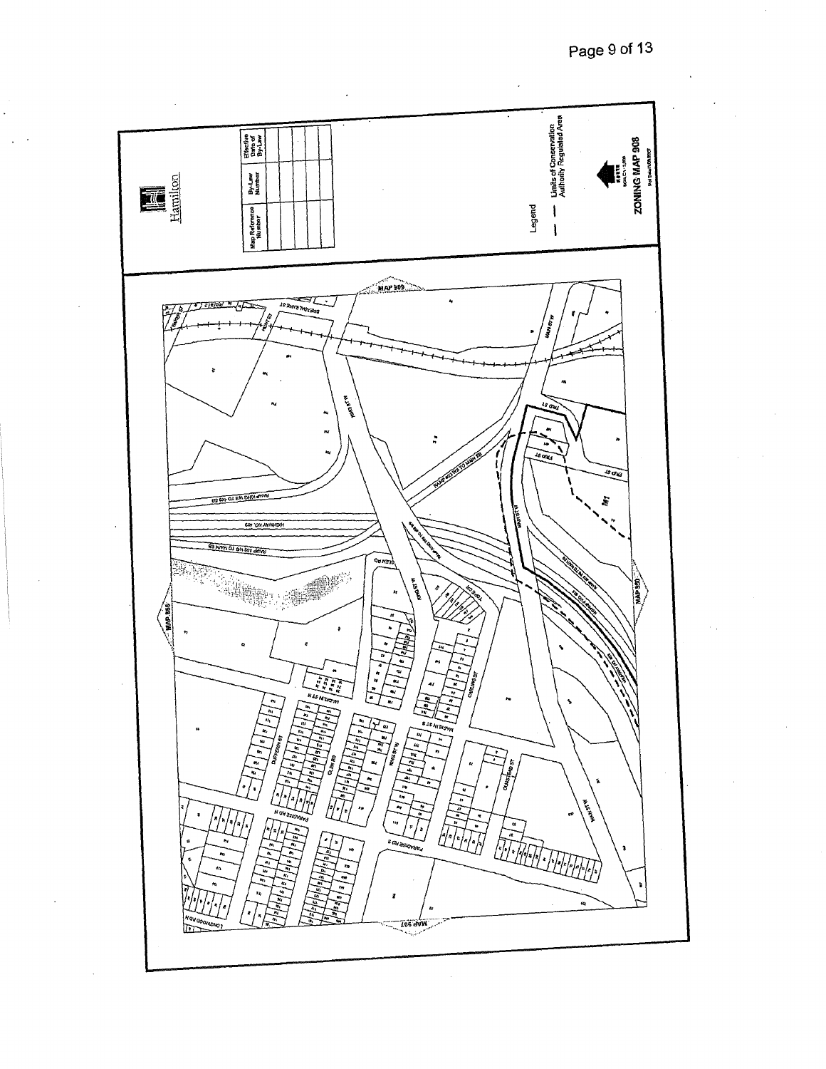Hamilton

| Map Reference Number | By-Law Number | Effective Date of By-Law |
| --- | --- | --- |
| | | |
| | | |
| | | |
| | | |

Legend

Limits of Conservation Authority Regulated Area

NORTH

**ZONING MAP 908**

MAP 909

MAP 855

MAP 950

MAP 907

M1

HIGHWAY NO. 403

RAMP 403 WB TO MAIN EB

RAMP KING WB TO 403 EB

RAMP 403 WB TO MAIN EB

MAIN ST W

KING ST W

FRID ST

DUFFERIN ST

GLEN RD

MACKLIN ST N

MACKLIN ST S

PARADISE RD N

PARADISE RD S

OLMSTEAD ST

CARLING ST

LONGWOOD RD N

DESJARDINS ST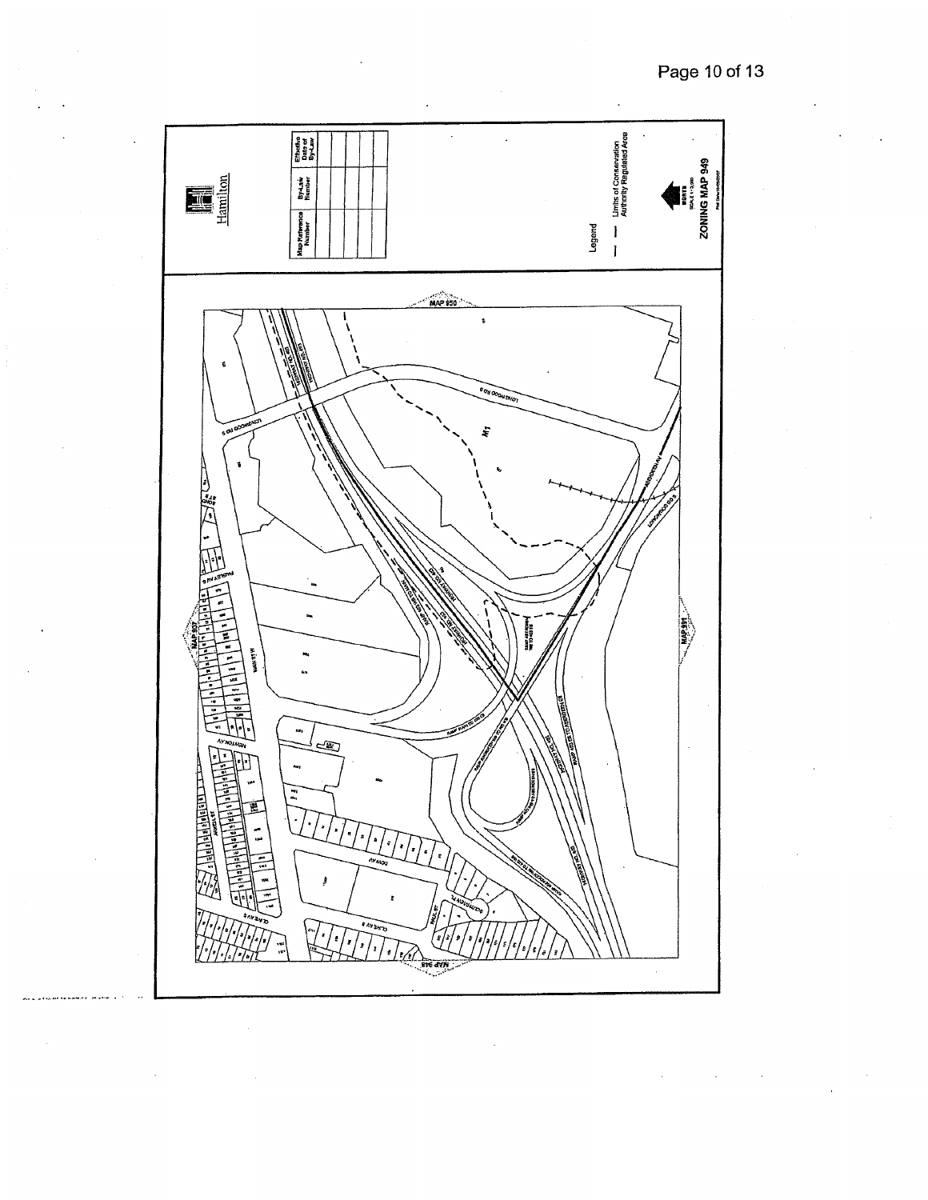Hamilton

| Map Reference Number | By-Law Number | Effective Date of By-Law |
| --- | --- | --- |
| | | |
| | | |
| | | |
| | | |
| | | |

Legend

— — Limits of Conservation Authority Regulated Area

NORTH

ZONING MAP 949

MAP 950

MAP 951

MAP 937

MAP 948

LONGWOOD RD S

LONGWOOD RD N

HIGHWAY NO. 403

ABERDEEN AV

MAIN ST W

PAISLEY AV S

NEWTON AV

DOW AV

CLINE AV S

M1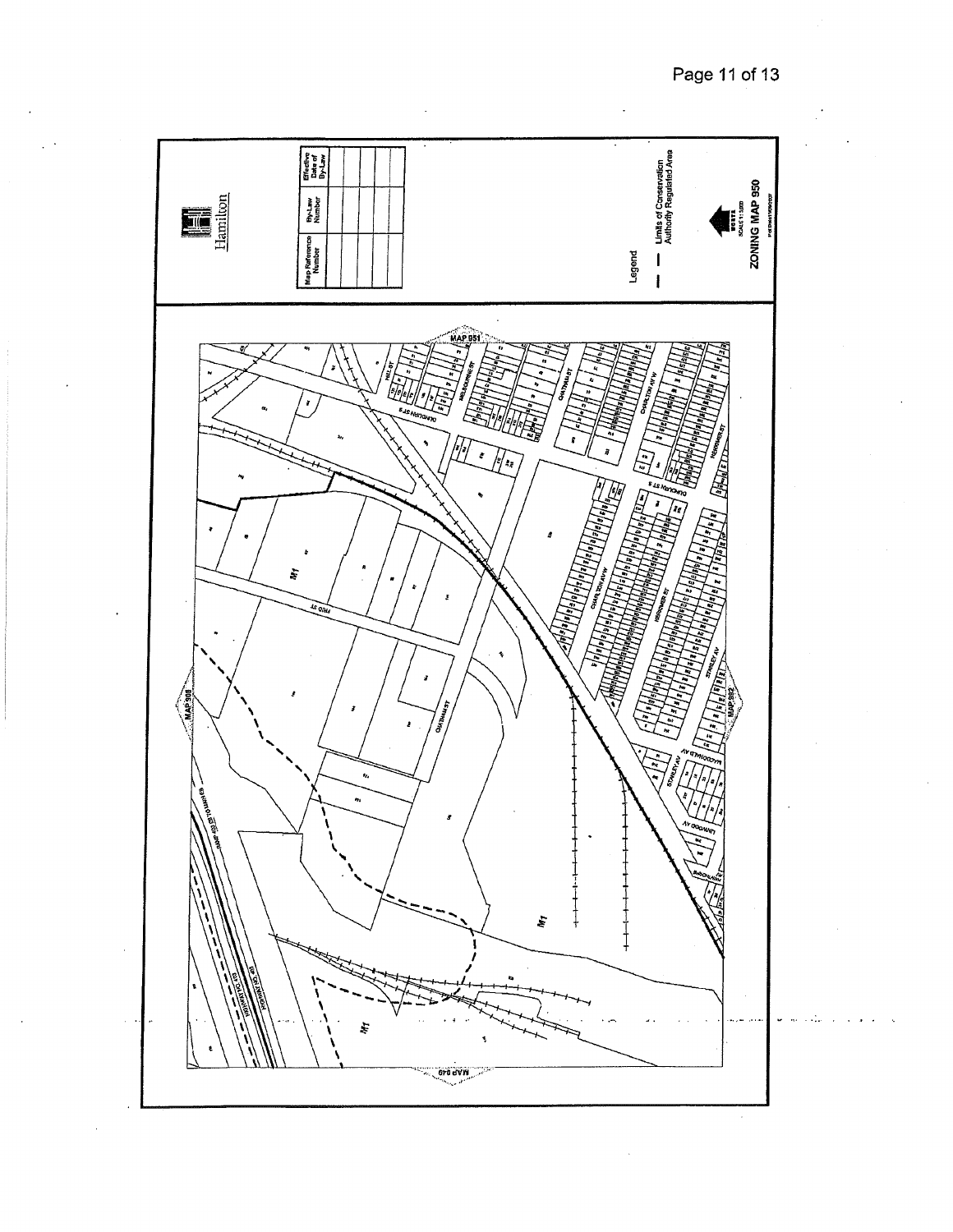Hamilton

| Map Reference Number | By-Law Number | Effective Date of By-Law |
|---|---|---|
| | | |
| | | |
| | | |
| | | |
| | | |

Legend

Limits of Conservation Authority Regulated Area

NORTH

SCALE 1:3,500

**ZONING MAP 950**

MAP 951

MAP 908

MAP 992

MAP 949

M1

DUNDURN ST S

HILL ST

MELBOURNE ST

CHATHAM ST

CHARLTON AV W

HERKIMER ST

FRID ST

STANLEY AV

MACDONALD AV

LINWOOD AV

HIGHWAY 403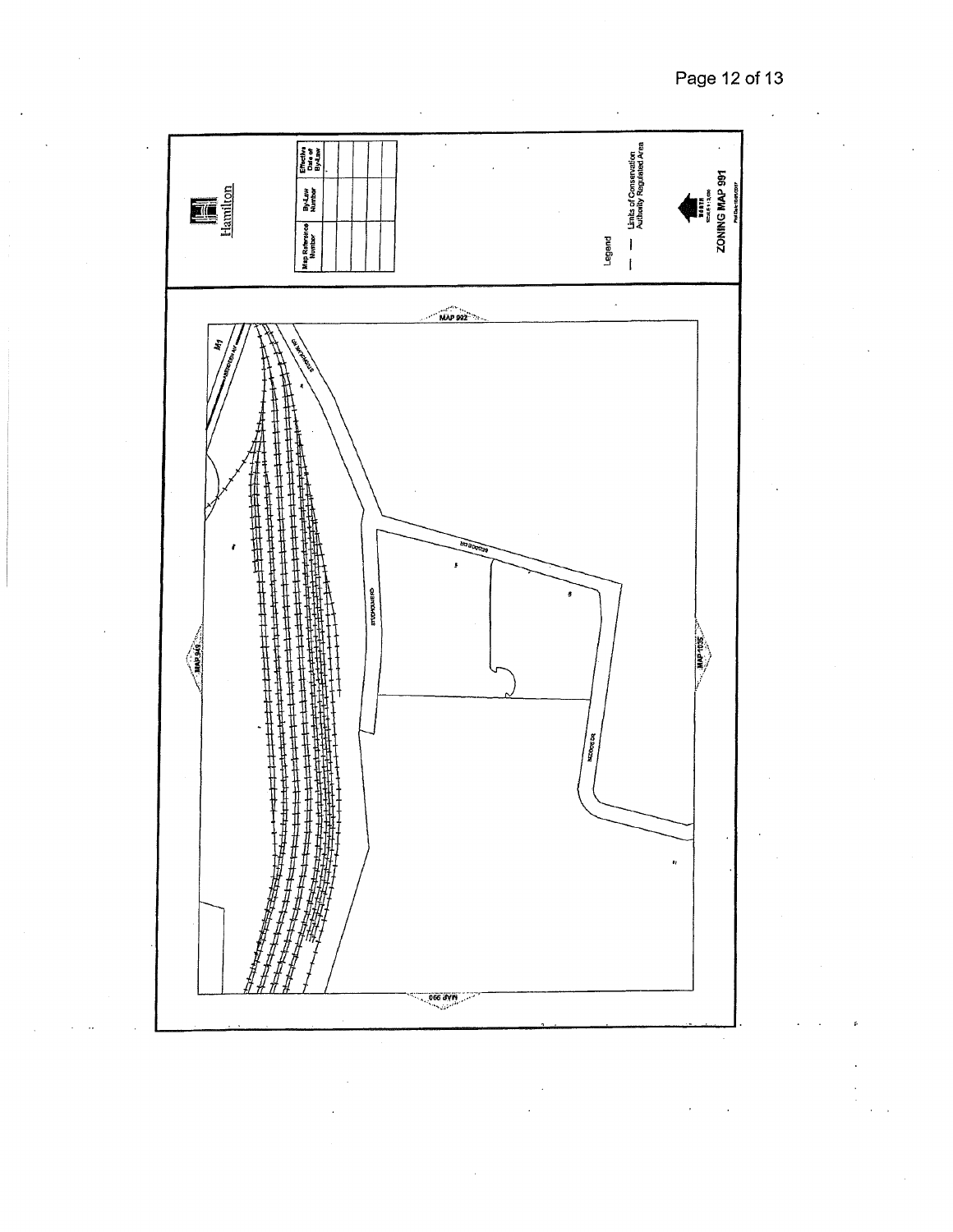Hamilton

| Map Reference Number | By-Law Number | Effective Date of By-Law |
| --- | --- | --- |
| | | |
| | | |
| | | |
| | | |
| | | |

Legend

Limits of Conservation Authority Regulated Area

NORTH

ZONING MAP 991

MAP 992

MAP 949

MAP 1035

MAP 990

M1

STOCKPOLE RD

BECKHOFF DR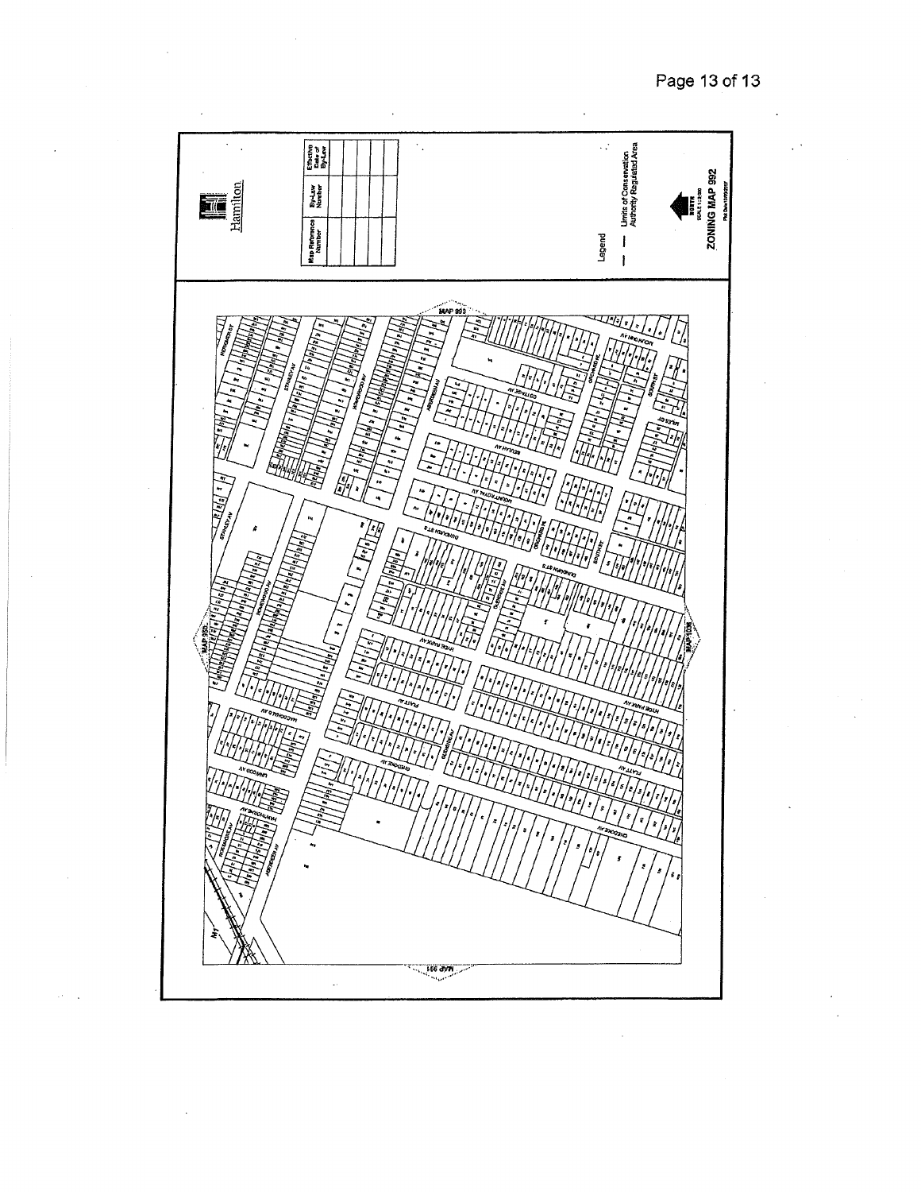Hamilton

| Map Reference Number | By-Law Number | Effective Date of By-Law |
| --- | --- | --- |
| | | |
| | | |
| | | |
| | | |

Legend

— Limits of Conservation Authority Regulated Area

NORTH

ZONING MAP 992

MAP 993

MAP 950

MAP 1036

MAP 991

DUNDURN ST S

STANLEY AV

AMELIA ST

PEARL ST

HERKIMER ST

CHATHAM ST

HUNTER ST W

CANADA ST

LOCKE ST S

HOMEWOOD AV

MACDONALD AV

GLEN ROAD

PARK AV

KENT ST

COTTAGE AV

BEULAH AV

MOUNT ROYAL AV

OTTAWA AV

ST ANDREWS AV

HYDE PARK AV

PLATT AV

GREENOKE AV

HERKIMER ST

UPPER

AVONDALE

QUEENS AV

M1